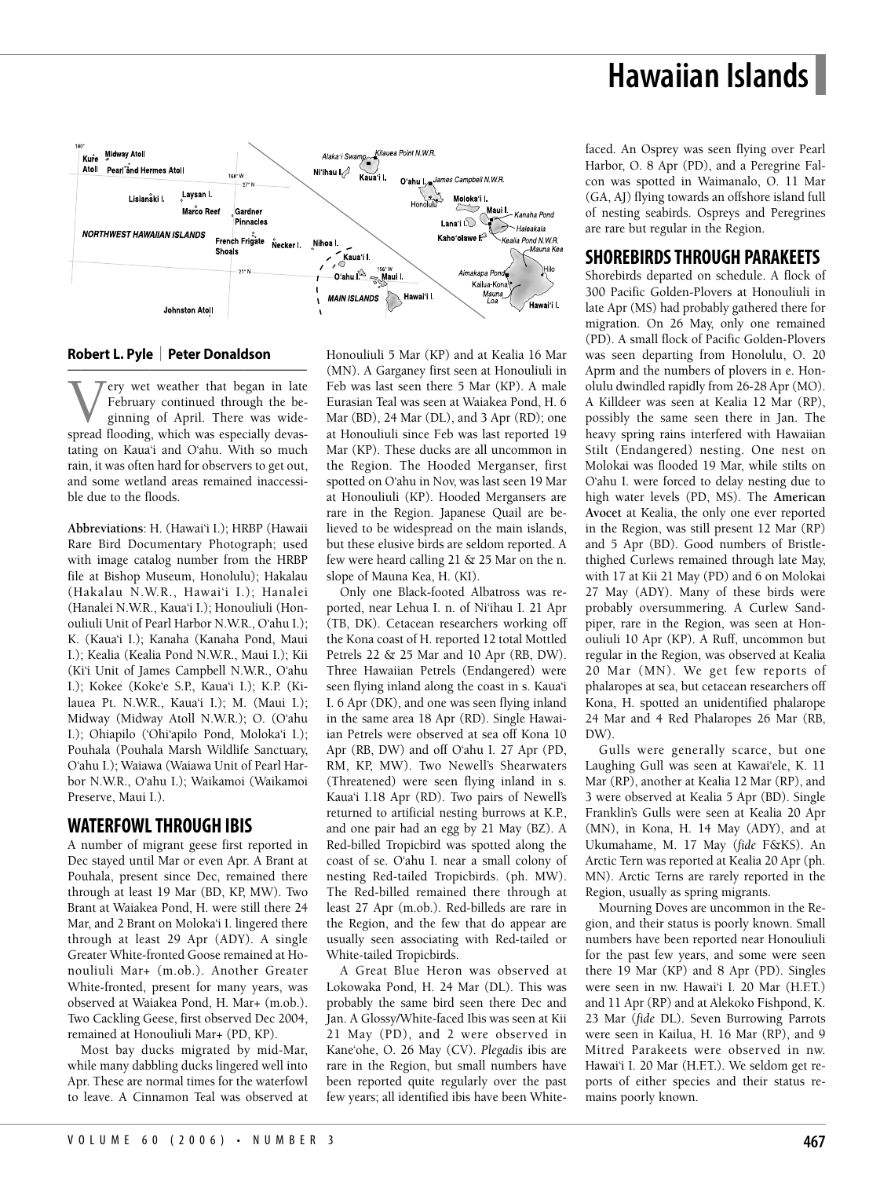# Hawaiian Islands

**Robert L. Pyle | Peter Donaldson**

Very wet weather that began in late February continued through the beginning of April. There was widespread flooding, which was especially devastating on Kaua'i and O'ahu. With so much rain, it was often hard for observers to get out, and some wetland areas remained inaccessible due to the floods.

**Abbreviations**: H. (Hawai'i I.); HRBP (Hawaii Rare Bird Documentary Photograph; used with image catalog number from the HRBP file at Bishop Museum, Honolulu); Hakalau (Hakalau N.W.R., Hawai'i I.); Hanalei (Hanalei N.W.R., Kaua'i I.); Honouliuli (Honouliuli Unit of Pearl Harbor N.W.R., O'ahu I.); K. (Kaua'i I.); Kanaha (Kanaha Pond, Maui I.); Kealia (Kealia Pond N.W.R., Maui I.); Kii (Ki'i Unit of James Campbell N.W.R., O'ahu I.); Kokee (Koke'e S.P., Kaua'i I.); K.P. (Kilauea Pt. N.W.R., Kaua'i I.); M. (Maui I.); Midway (Midway Atoll N.W.R.); O. (O'ahu I.); Ohiapilo ('Ohi'apilo Pond, Moloka'i I.); Pouhala (Pouhala Marsh Wildlife Sanctuary, O'ahu I.); Waiawa (Waiawa Unit of Pearl Harbor N.W.R., O'ahu I.); Waikamoi (Waikamoi Preserve, Maui I.).

## WATERFOWL THROUGH IBIS

A number of migrant geese first reported in Dec stayed until Mar or even Apr. A Brant at Pouhala, present since Dec, remained there through at least 19 Mar (BD, KP, MW). Two Brant at Waiakea Pond, H. were still there 24 Mar, and 2 Brant on Moloka'i I. lingered there through at least 29 Apr (ADY). A single Greater White-fronted Goose remained at Honouliuli Mar+ (m.ob.). Another Greater White-fronted, present for many years, was observed at Waiakea Pond, H. Mar+ (m.ob.). Two Cackling Geese, first observed Dec 2004, remained at Honouliuli Mar+ (PD, KP).

Most bay ducks migrated by mid-Mar, while many dabbling ducks lingered well into Apr. These are normal times for the waterfowl to leave. A Cinnamon Teal was observed at Honouliuli 5 Mar (KP) and at Kealia 16 Mar (MN). A Garganey first seen at Honouliuli in Feb was last seen there 5 Mar (KP). A male Eurasian Teal was seen at Waiakea Pond, H. 6 Mar (BD), 24 Mar (DL), and 3 Apr (RD); one at Honouliuli since Feb was last reported 19 Mar (KP). These ducks are all uncommon in the Region. The Hooded Merganser, first spotted on O'ahu in Nov, was last seen 19 Mar at Honouliuli (KP). Hooded Mergansers are rare in the Region. Japanese Quail are believed to be widespread on the main islands, but these elusive birds are seldom reported. A few were heard calling 21 & 25 Mar on the n. slope of Mauna Kea, H. (KI).

Only one Black-footed Albatross was reported, near Lehua I. n. of Ni'ihau I. 21 Apr (TB, DK). Cetacean researchers working off the Kona coast of H. reported 12 total Mottled Petrels 22 & 25 Mar and 10 Apr (RB, DW). Three Hawaiian Petrels (Endangered) were seen flying inland along the coast in s. Kaua'i I. 6 Apr (DK), and one was seen flying inland in the same area 18 Apr (RD). Single Hawaiian Petrels were observed at sea off Kona 10 Apr (RB, DW) and off O'ahu I. 27 Apr (PD, RM, KP, MW). Two Newell's Shearwaters (Threatened) were seen flying inland in s. Kaua'i I.18 Apr (RD). Two pairs of Newell's returned to artificial nesting burrows at K.P., and one pair had an egg by 21 May (BZ). A Red-billed Tropicbird was spotted along the coast of se. O'ahu I. near a small colony of nesting Red-tailed Tropicbirds. (ph. MW). The Red-billed remained there through at least 27 Apr (m.ob.). Red-billeds are rare in the Region, and the few that do appear are usually seen associating with Red-tailed or White-tailed Tropicbirds.

A Great Blue Heron was observed at Lokowaka Pond, H. 24 Mar (DL). This was probably the same bird seen there Dec and Jan. A Glossy/White-faced Ibis was seen at Kii 21 May (PD), and 2 were observed in Kane'ohe, O. 26 May (CV). *Plegadis* ibis are rare in the Region, but small numbers have been reported quite regularly over the past few years; all identified ibis have been White-faced. An Osprey was seen flying over Pearl Harbor, O. 8 Apr (PD), and a Peregrine Falcon was spotted in Waimanalo, O. 11 Mar (GA, AJ) flying towards an offshore island full of nesting seabirds. Ospreys and Peregrines are rare but regular in the Region.

## SHOREBIRDS THROUGH PARAKEETS

Shorebirds departed on schedule. A flock of 300 Pacific Golden-Plovers at Honouliuli in late Apr (MS) had probably gathered there for migration. On 26 May, only one remained (PD). A small flock of Pacific Golden-Plovers was seen departing from Honolulu, O. 20 Aprm and the numbers of plovers in e. Honolulu dwindled rapidly from 26-28 Apr (MO). A Killdeer was seen at Kealia 12 Mar (RP), possibly the same seen there in Jan. The heavy spring rains interfered with Hawaiian Stilt (Endangered) nesting. One nest on Molokai was flooded 19 Mar, while stilts on O'ahu I. were forced to delay nesting due to high water levels (PD, MS). The **American Avocet** at Kealia, the only one ever reported in the Region, was still present 12 Mar (RP) and 5 Apr (BD). Good numbers of Bristle-thighed Curlews remained through late May, with 17 at Kii 21 May (PD) and 6 on Molokai 27 May (ADY). Many of these birds were probably oversummering. A Curlew Sandpiper, rare in the Region, was seen at Honouliuli 10 Apr (KP). A Ruff, uncommon but regular in the Region, was observed at Kealia 20 Mar (MN). We get few reports of phalaropes at sea, but cetacean researchers off Kona, H. spotted an unidentified phalarope 24 Mar and 4 Red Phalaropes 26 Mar (RB, DW).

Gulls were generally scarce, but one Laughing Gull was seen at Kawai'ele, K. 11 Mar (RP), another at Kealia 12 Mar (RP), and 3 were observed at Kealia 5 Apr (BD). Single Franklin's Gulls were seen at Kealia 20 Apr (MN), in Kona, H. 14 May (ADY), and at Ukumahame, M. 17 May (*fide* F&KS). An Arctic Tern was reported at Kealia 20 Apr (ph. MN). Arctic Terns are rarely reported in the Region, usually as spring migrants.

Mourning Doves are uncommon in the Region, and their status is poorly known. Small numbers have been reported near Honouliuli for the past few years, and some were seen there 19 Mar (KP) and 8 Apr (PD). Singles were seen in nw. Hawai'i I. 20 Mar (H.F.T.) and 11 Apr (RP) and at Alekoko Fishpond, K. 23 Mar (*fide* DL). Seven Burrowing Parrots were seen in Kailua, H. 16 Mar (RP), and 9 Mitred Parakeets were observed in nw. Hawai'i I. 20 Mar (H.F.T.). We seldom get reports of either species and their status remains poorly known.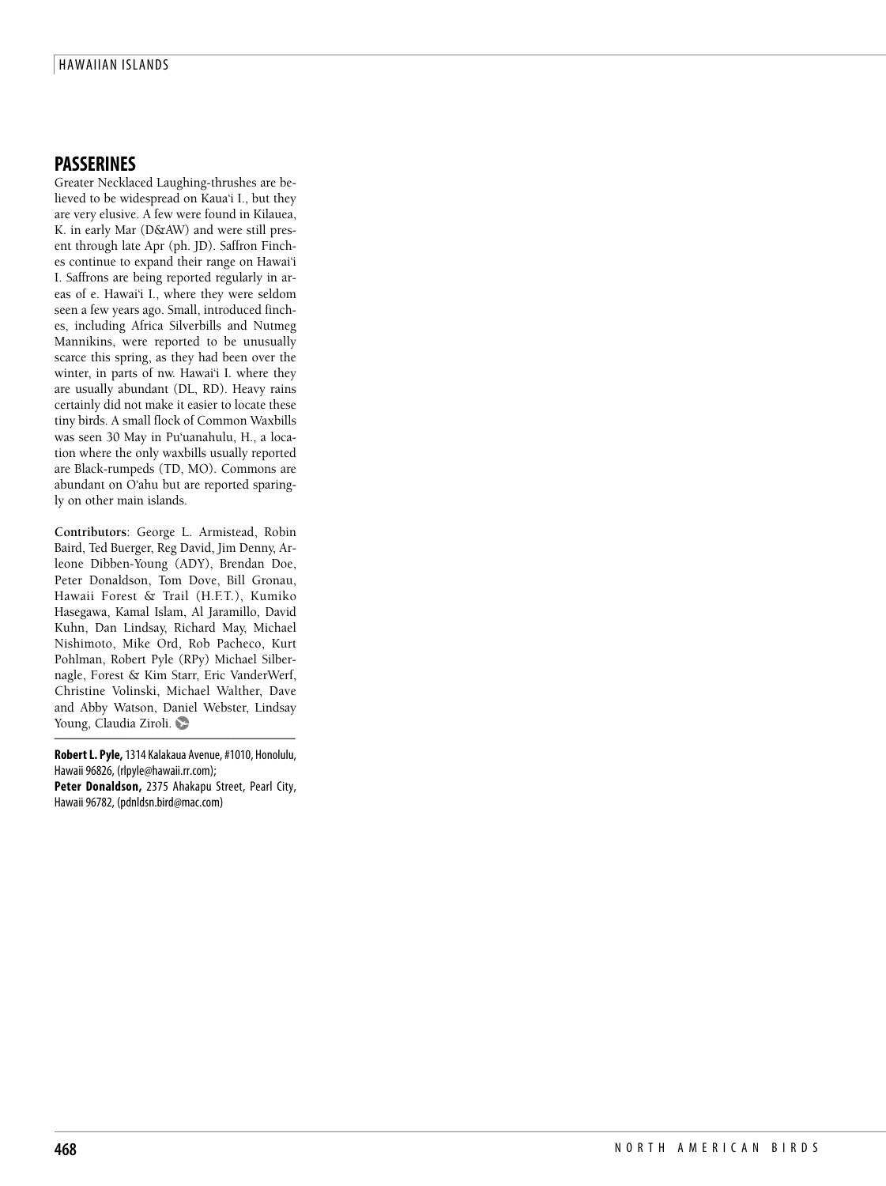## PASSERINES

Greater Necklaced Laughing-thrushes are believed to be widespread on Kaua'i I., but they are very elusive. A few were found in Kilauea, K. in early Mar (D&AW) and were still present through late Apr (ph. JD). Saffron Finches continue to expand their range on Hawai'i I. Saffrons are being reported regularly in areas of e. Hawai'i I., where they were seldom seen a few years ago. Small, introduced finches, including Africa Silverbills and Nutmeg Mannikins, were reported to be unusually scarce this spring, as they had been over the winter, in parts of nw. Hawai'i I. where they are usually abundant (DL, RD). Heavy rains certainly did not make it easier to locate these tiny birds. A small flock of Common Waxbills was seen 30 May in Pu'uanahulu, H., a location where the only waxbills usually reported are Black-rumpeds (TD, MO). Commons are abundant on O'ahu but are reported sparingly on other main islands.

**Contributors**: George L. Armistead, Robin Baird, Ted Buerger, Reg David, Jim Denny, Arleone Dibben-Young (ADY), Brendan Doe, Peter Donaldson, Tom Dove, Bill Gronau, Hawaii Forest & Trail (H.F.T.), Kumiko Hasegawa, Kamal Islam, Al Jaramillo, David Kuhn, Dan Lindsay, Richard May, Michael Nishimoto, Mike Ord, Rob Pacheco, Kurt Pohlman, Robert Pyle (RPy) Michael Silbernagle, Forest & Kim Starr, Eric VanderWerf, Christine Volinski, Michael Walther, Dave and Abby Watson, Daniel Webster, Lindsay Young, Claudia Ziroli.

---

**Robert L. Pyle,** 1314 Kalakaua Avenue, #1010, Honolulu, Hawaii 96826, (rlpyle@hawaii.rr.com);
**Peter Donaldson,** 2375 Ahakapu Street, Pearl City, Hawaii 96782, (pdnldsn.bird@mac.com)